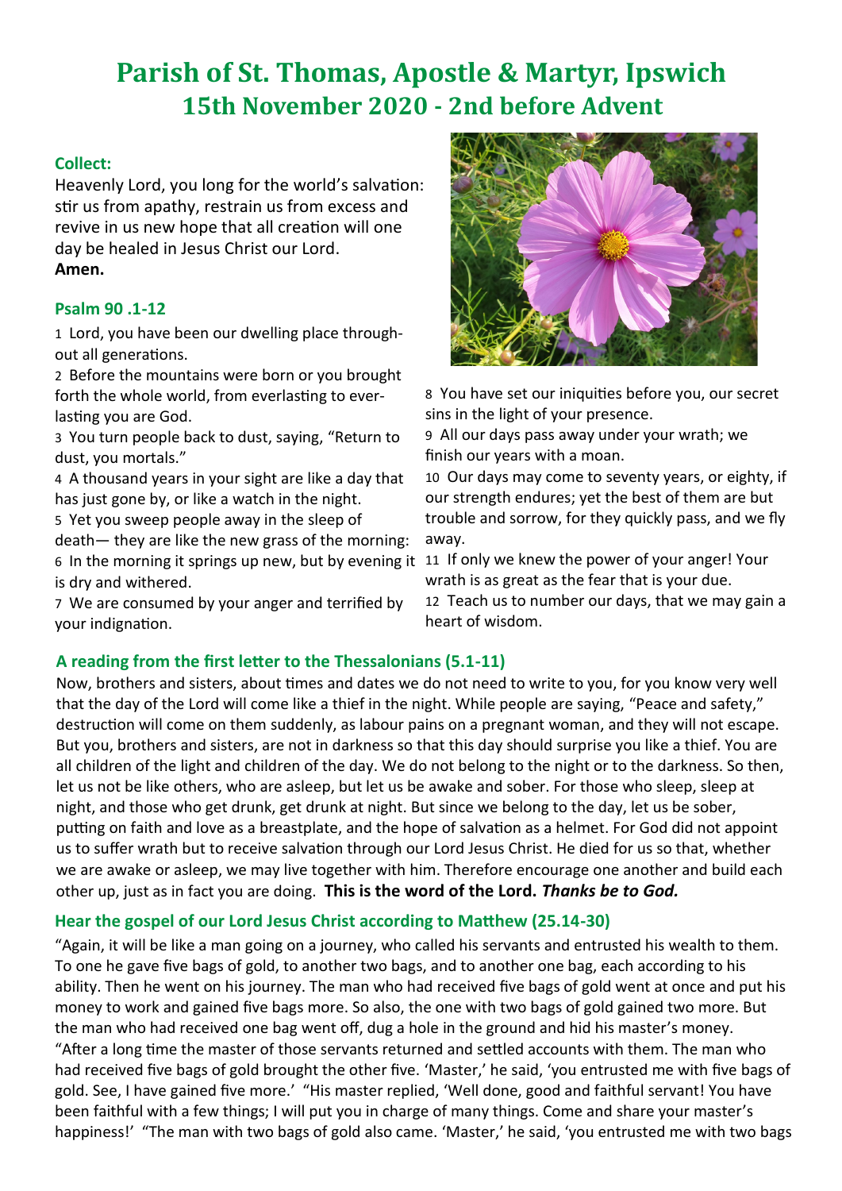# Parish of St. Thomas, Apostle & Martyr, Ipswich
## 15th November 2020 - 2nd before Advent

### Collect:

Heavenly Lord, you long for the world's salvation: stir us from apathy, restrain us from excess and revive in us new hope that all creation will one day be healed in Jesus Christ our Lord.
**Amen.**

### Psalm 90 .1-12

1 Lord, you have been our dwelling place throughout all generations.
2 Before the mountains were born or you brought forth the whole world, from everlasting to everlasting you are God.
3 You turn people back to dust, saying, "Return to dust, you mortals."
4 A thousand years in your sight are like a day that has just gone by, or like a watch in the night.
5 Yet you sweep people away in the sleep of death— they are like the new grass of the morning:
6 In the morning it springs up new, but by evening it is dry and withered.
7 We are consumed by your anger and terrified by your indignation.
8 You have set our iniquities before you, our secret sins in the light of your presence.
9 All our days pass away under your wrath; we finish our years with a moan.
10 Our days may come to seventy years, or eighty, if our strength endures; yet the best of them are but trouble and sorrow, for they quickly pass, and we fly away.
11 If only we knew the power of your anger! Your wrath is as great as the fear that is your due.
12 Teach us to number our days, that we may gain a heart of wisdom.

### A reading from the first letter to the Thessalonians (5.1-11)

Now, brothers and sisters, about times and dates we do not need to write to you, for you know very well that the day of the Lord will come like a thief in the night. While people are saying, "Peace and safety," destruction will come on them suddenly, as labour pains on a pregnant woman, and they will not escape. But you, brothers and sisters, are not in darkness so that this day should surprise you like a thief. You are all children of the light and children of the day. We do not belong to the night or to the darkness. So then, let us not be like others, who are asleep, but let us be awake and sober. For those who sleep, sleep at night, and those who get drunk, get drunk at night. But since we belong to the day, let us be sober, putting on faith and love as a breastplate, and the hope of salvation as a helmet. For God did not appoint us to suffer wrath but to receive salvation through our Lord Jesus Christ. He died for us so that, whether we are awake or asleep, we may live together with him. Therefore encourage one another and build each other up, just as in fact you are doing. **This is the word of the Lord.** ***Thanks be to God.***

### Hear the gospel of our Lord Jesus Christ according to Matthew (25.14-30)

"Again, it will be like a man going on a journey, who called his servants and entrusted his wealth to them. To one he gave five bags of gold, to another two bags, and to another one bag, each according to his ability. Then he went on his journey. The man who had received five bags of gold went at once and put his money to work and gained five bags more. So also, the one with two bags of gold gained two more. But the man who had received one bag went off, dug a hole in the ground and hid his master's money. "After a long time the master of those servants returned and settled accounts with them. The man who had received five bags of gold brought the other five. 'Master,' he said, 'you entrusted me with five bags of gold. See, I have gained five more.' "His master replied, 'Well done, good and faithful servant! You have been faithful with a few things; I will put you in charge of many things. Come and share your master's happiness!' "The man with two bags of gold also came. 'Master,' he said, 'you entrusted me with two bags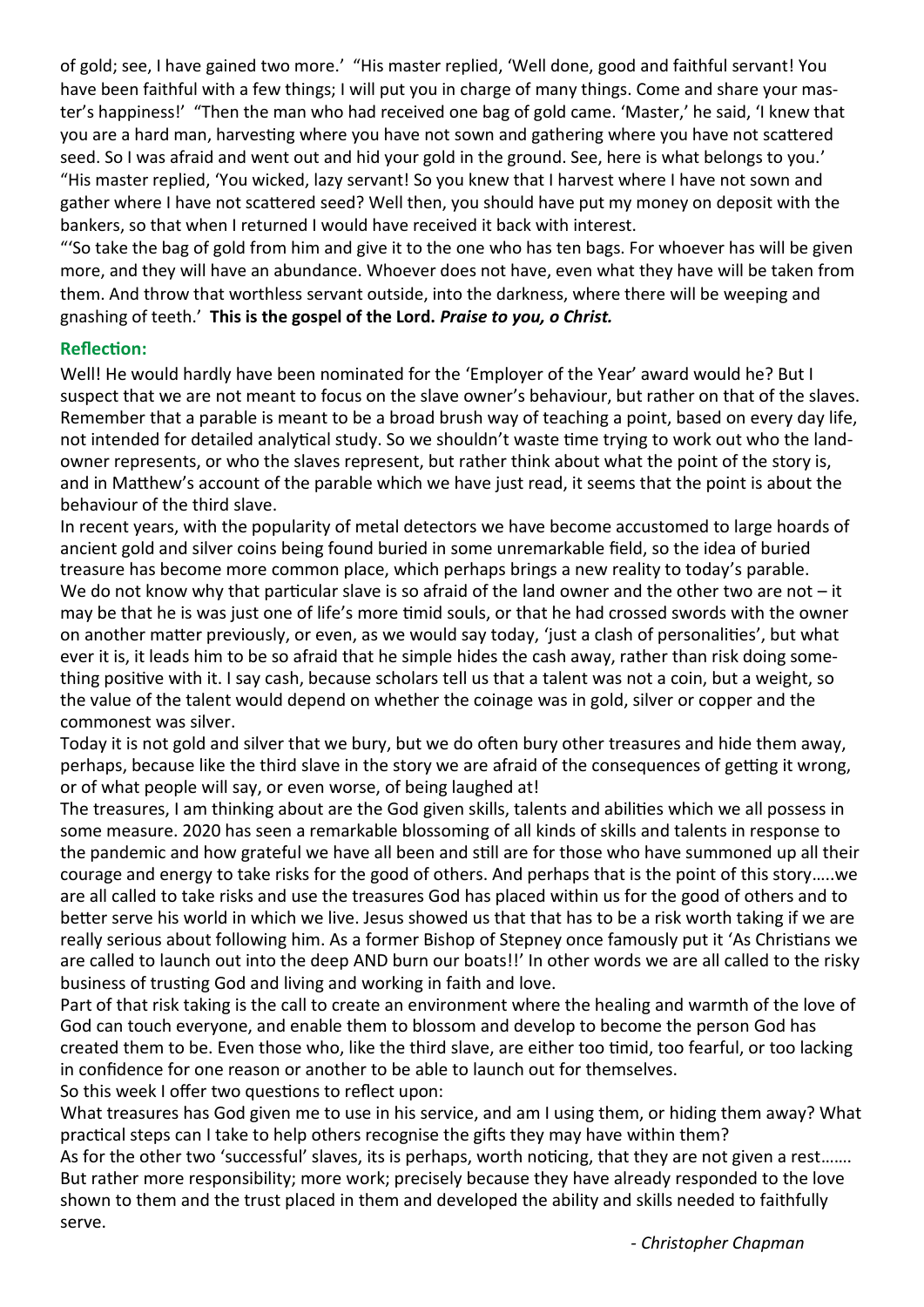of gold; see, I have gained two more.' "His master replied, 'Well done, good and faithful servant! You have been faithful with a few things; I will put you in charge of many things. Come and share your master's happiness!' "Then the man who had received one bag of gold came. 'Master,' he said, 'I knew that you are a hard man, harvesting where you have not sown and gathering where you have not scattered seed. So I was afraid and went out and hid your gold in the ground. See, here is what belongs to you.' "His master replied, 'You wicked, lazy servant! So you knew that I harvest where I have not sown and gather where I have not scattered seed? Well then, you should have put my money on deposit with the bankers, so that when I returned I would have received it back with interest.

"'So take the bag of gold from him and give it to the one who has ten bags. For whoever has will be given more, and they will have an abundance. Whoever does not have, even what they have will be taken from them. And throw that worthless servant outside, into the darkness, where there will be weeping and gnashing of teeth.' **This is the gospel of the Lord.** ***Praise to you, o Christ.***

### Reflection:

Well! He would hardly have been nominated for the 'Employer of the Year' award would he? But I suspect that we are not meant to focus on the slave owner's behaviour, but rather on that of the slaves. Remember that a parable is meant to be a broad brush way of teaching a point, based on every day life, not intended for detailed analytical study. So we shouldn't waste time trying to work out who the landowner represents, or who the slaves represent, but rather think about what the point of the story is, and in Matthew's account of the parable which we have just read, it seems that the point is about the behaviour of the third slave.

In recent years, with the popularity of metal detectors we have become accustomed to large hoards of ancient gold and silver coins being found buried in some unremarkable field, so the idea of buried treasure has become more common place, which perhaps brings a new reality to today's parable.

We do not know why that particular slave is so afraid of the land owner and the other two are not – it may be that he is was just one of life's more timid souls, or that he had crossed swords with the owner on another matter previously, or even, as we would say today, 'just a clash of personalities', but what ever it is, it leads him to be so afraid that he simple hides the cash away, rather than risk doing something positive with it. I say cash, because scholars tell us that a talent was not a coin, but a weight, so the value of the talent would depend on whether the coinage was in gold, silver or copper and the commonest was silver.

Today it is not gold and silver that we bury, but we do often bury other treasures and hide them away, perhaps, because like the third slave in the story we are afraid of the consequences of getting it wrong, or of what people will say, or even worse, of being laughed at!

The treasures, I am thinking about are the God given skills, talents and abilities which we all possess in some measure. 2020 has seen a remarkable blossoming of all kinds of skills and talents in response to the pandemic and how grateful we have all been and still are for those who have summoned up all their courage and energy to take risks for the good of others. And perhaps that is the point of this story.....we are all called to take risks and use the treasures God has placed within us for the good of others and to better serve his world in which we live. Jesus showed us that that has to be a risk worth taking if we are really serious about following him. As a former Bishop of Stepney once famously put it 'As Christians we are called to launch out into the deep AND burn our boats!!' In other words we are all called to the risky business of trusting God and living and working in faith and love.

Part of that risk taking is the call to create an environment where the healing and warmth of the love of God can touch everyone, and enable them to blossom and develop to become the person God has created them to be. Even those who, like the third slave, are either too timid, too fearful, or too lacking in confidence for one reason or another to be able to launch out for themselves.

So this week I offer two questions to reflect upon:

What treasures has God given me to use in his service, and am I using them, or hiding them away? What practical steps can I take to help others recognise the gifts they may have within them?

As for the other two 'successful' slaves, its is perhaps, worth noticing, that they are not given a rest……. But rather more responsibility; more work; precisely because they have already responded to the love shown to them and the trust placed in them and developed the ability and skills needed to faithfully serve.

*- Christopher Chapman*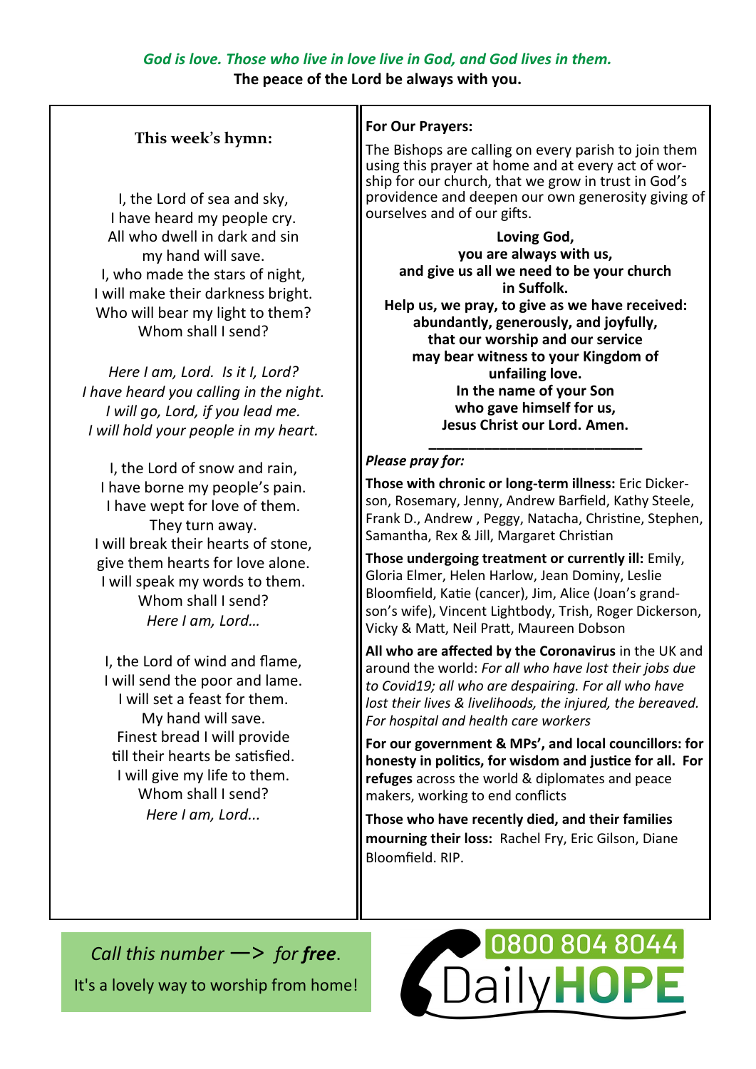*God is love. Those who live in love live in God, and God lives in them.*
**The peace of the Lord be always with you.**

### This week's hymn:

I, the Lord of sea and sky,
I have heard my people cry.
All who dwell in dark and sin
my hand will save.
I, who made the stars of night,
I will make their darkness bright.
Who will bear my light to them?
Whom shall I send?

*Here I am, Lord. Is it I, Lord?*
*I have heard you calling in the night.*
*I will go, Lord, if you lead me.*
*I will hold your people in my heart.*

I, the Lord of snow and rain,
I have borne my people's pain.
I have wept for love of them.
They turn away.
I will break their hearts of stone,
give them hearts for love alone.
I will speak my words to them.
Whom shall I send?
*Here I am, Lord…*

I, the Lord of wind and flame,
I will send the poor and lame.
I will set a feast for them.
My hand will save.
Finest bread I will provide
till their hearts be satisfied.
I will give my life to them.
Whom shall I send?
*Here I am, Lord...*

**For Our Prayers:**

The Bishops are calling on every parish to join them using this prayer at home and at every act of worship for our church, that we grow in trust in God's providence and deepen our own generosity giving of ourselves and of our gifts.

**Loving God,**
**you are always with us,**
**and give us all we need to be your church in Suffolk.**
**Help us, we pray, to give as we have received:**
**abundantly, generously, and joyfully,**
**that our worship and our service**
**may bear witness to your Kingdom of unfailing love.**
**In the name of your Son**
**who gave himself for us,**
**Jesus Christ our Lord. Amen.**

---

***Please pray for:***

**Those with chronic or long-term illness:** Eric Dickerson, Rosemary, Jenny, Andrew Barfield, Kathy Steele, Frank D., Andrew , Peggy, Natacha, Christine, Stephen, Samantha, Rex & Jill, Margaret Christian

**Those undergoing treatment or currently ill:** Emily, Gloria Elmer, Helen Harlow, Jean Dominy, Leslie Bloomfield, Katie (cancer), Jim, Alice (Joan's grandson's wife), Vincent Lightbody, Trish, Roger Dickerson, Vicky & Matt, Neil Pratt, Maureen Dobson

**All who are affected by the Coronavirus** in the UK and around the world: *For all who have lost their jobs due to Covid19; all who are despairing. For all who have lost their lives & livelihoods, the injured, the bereaved. For hospital and health care workers*

**For our government & MPs', and local councillors: for honesty in politics, for wisdom and justice for all. For refuges** across the world & diplomates and peace makers, working to end conflicts

**Those who have recently died, and their families mourning their loss:** Rachel Fry, Eric Gilson, Diane Bloomfield. RIP.

*Call this number —> for **free**.*
It's a lovely way to worship from home!

0800 804 8044 DailyHOPE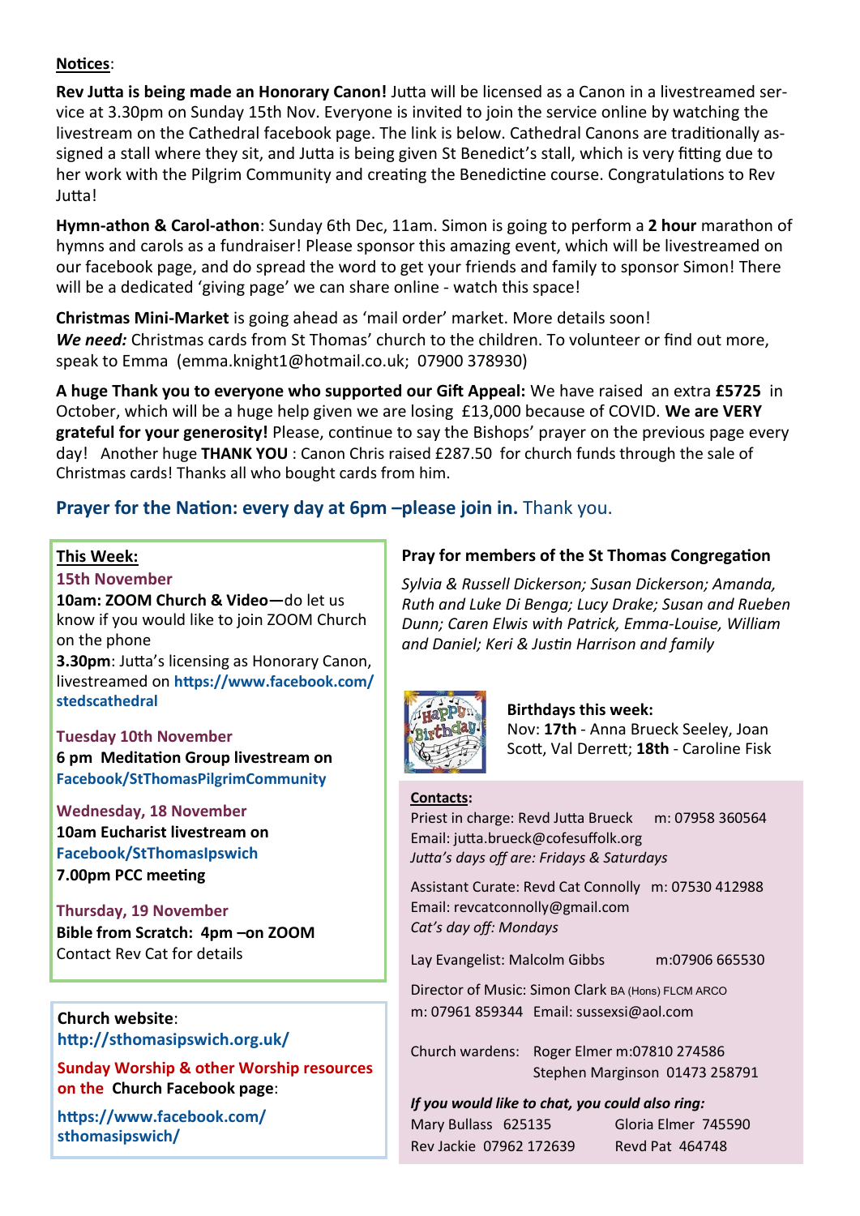**Notices**:

**Rev Jutta is being made an Honorary Canon!** Jutta will be licensed as a Canon in a livestreamed service at 3.30pm on Sunday 15th Nov. Everyone is invited to join the service online by watching the livestream on the Cathedral facebook page. The link is below. Cathedral Canons are traditionally assigned a stall where they sit, and Jutta is being given St Benedict's stall, which is very fitting due to her work with the Pilgrim Community and creating the Benedictine course. Congratulations to Rev Jutta!

**Hymn-athon & Carol-athon**: Sunday 6th Dec, 11am. Simon is going to perform a **2 hour** marathon of hymns and carols as a fundraiser! Please sponsor this amazing event, which will be livestreamed on our facebook page, and do spread the word to get your friends and family to sponsor Simon! There will be a dedicated 'giving page' we can share online - watch this space!

**Christmas Mini-Market** is going ahead as 'mail order' market. More details soon!
***We need:*** Christmas cards from St Thomas' church to the children. To volunteer or find out more, speak to Emma (emma.knight1@hotmail.co.uk; 07900 378930)

**A huge Thank you to everyone who supported our Gift Appeal:** We have raised an extra **£5725** in October, which will be a huge help given we are losing £13,000 because of COVID. **We are VERY grateful for your generosity!** Please, continue to say the Bishops' prayer on the previous page every day! Another huge **THANK YOU** : Canon Chris raised £287.50 for church funds through the sale of Christmas cards! Thanks all who bought cards from him.

**Prayer for the Nation: every day at 6pm –please join in.** Thank you.

**This Week:**

**15th November**
**10am: ZOOM Church & Video—**do let us know if you would like to join ZOOM Church on the phone
**3.30pm**: Jutta's licensing as Honorary Canon, livestreamed on **https://www.facebook.com/stedscathedral**

**Tuesday 10th November**
**6 pm Meditation Group livestream on Facebook/StThomasPilgrimCommunity**

**Wednesday, 18 November**
**10am Eucharist livestream on Facebook/StThomasIpswich**
**7.00pm PCC meeting**

**Thursday, 19 November**
**Bible from Scratch: 4pm –on ZOOM**
Contact Rev Cat for details

**Church website**:
**http://sthomasipswich.org.uk/**

**Sunday Worship & other Worship resources on the Church Facebook page**:

**https://www.facebook.com/sthomasipswich/**

**Pray for members of the St Thomas Congregation**

*Sylvia & Russell Dickerson; Susan Dickerson; Amanda, Ruth and Luke Di Benga; Lucy Drake; Susan and Rueben Dunn; Caren Elwis with Patrick, Emma-Louise, William and Daniel; Keri & Justin Harrison and family*

**Birthdays this week:**
Nov: **17th** - Anna Brueck Seeley, Joan Scott, Val Derrett; **18th** - Caroline Fisk

**Contacts:**

Priest in charge: Revd Jutta Brueck m: 07958 360564
Email: jutta.brueck@cofesuffolk.org
*Jutta's days off are: Fridays & Saturdays*

Assistant Curate: Revd Cat Connolly m: 07530 412988
Email: revcatconnolly@gmail.com
*Cat's day off: Mondays*

Lay Evangelist: Malcolm Gibbs m:07906 665530

Director of Music: Simon Clark BA (Hons) FLCM ARCO
m: 07961 859344 Email: sussexsi@aol.com

Church wardens: Roger Elmer m:07810 274586
Stephen Marginson 01473 258791

***If you would like to chat, you could also ring:***
Mary Bullass 625135 — Gloria Elmer 745590
Rev Jackie 07962 172639 — Revd Pat 464748